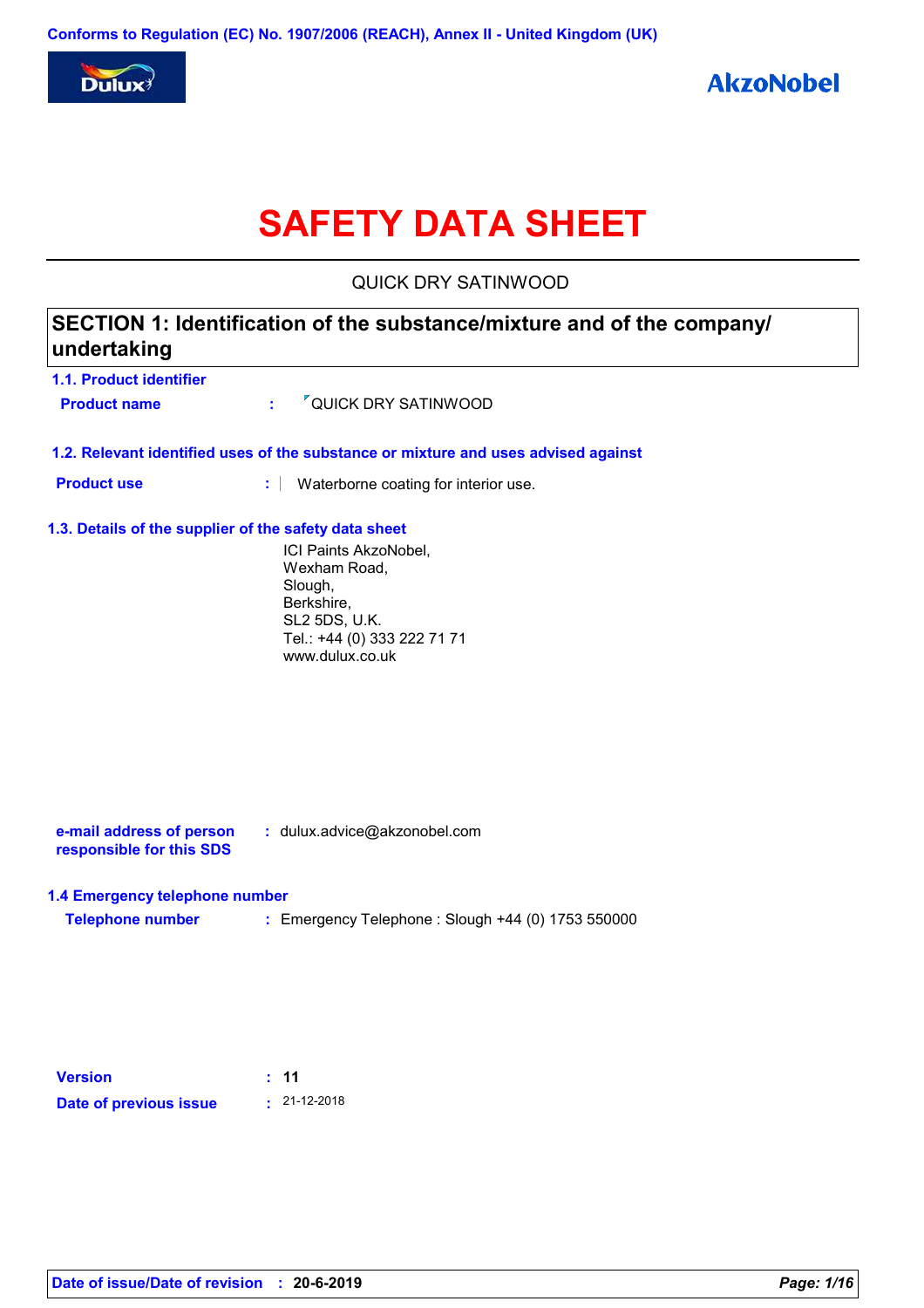Conforms to Regulation (EC) No. 1907/2006 (REACH), Annex II - United Kingdom (UK)

# SAFETY DATA SHEET

QUICK DRY SATINWOOD

## SECTION 1: Identification of the substance/mixture and of the company/ undertaking

### 1.1. Product identifier

**Product name** : QUICK DRY SATINWOOD

### 1.2. Relevant identified uses of the substance or mixture and uses advised against

**Product use** : Waterborne coating for interior use.

### 1.3. Details of the supplier of the safety data sheet

ICI Paints AkzoNobel,
Wexham Road,
Slough,
Berkshire,
SL2 5DS, U.K.
Tel.: +44 (0) 333 222 71 71
www.dulux.co.uk

**e-mail address of person responsible for this SDS** : dulux.advice@akzonobel.com

### 1.4 Emergency telephone number

**Telephone number** : Emergency Telephone : Slough +44 (0) 1753 550000

**Version** : 11

**Date of previous issue** : 21-12-2018

**Date of issue/Date of revision** : 20-6-2019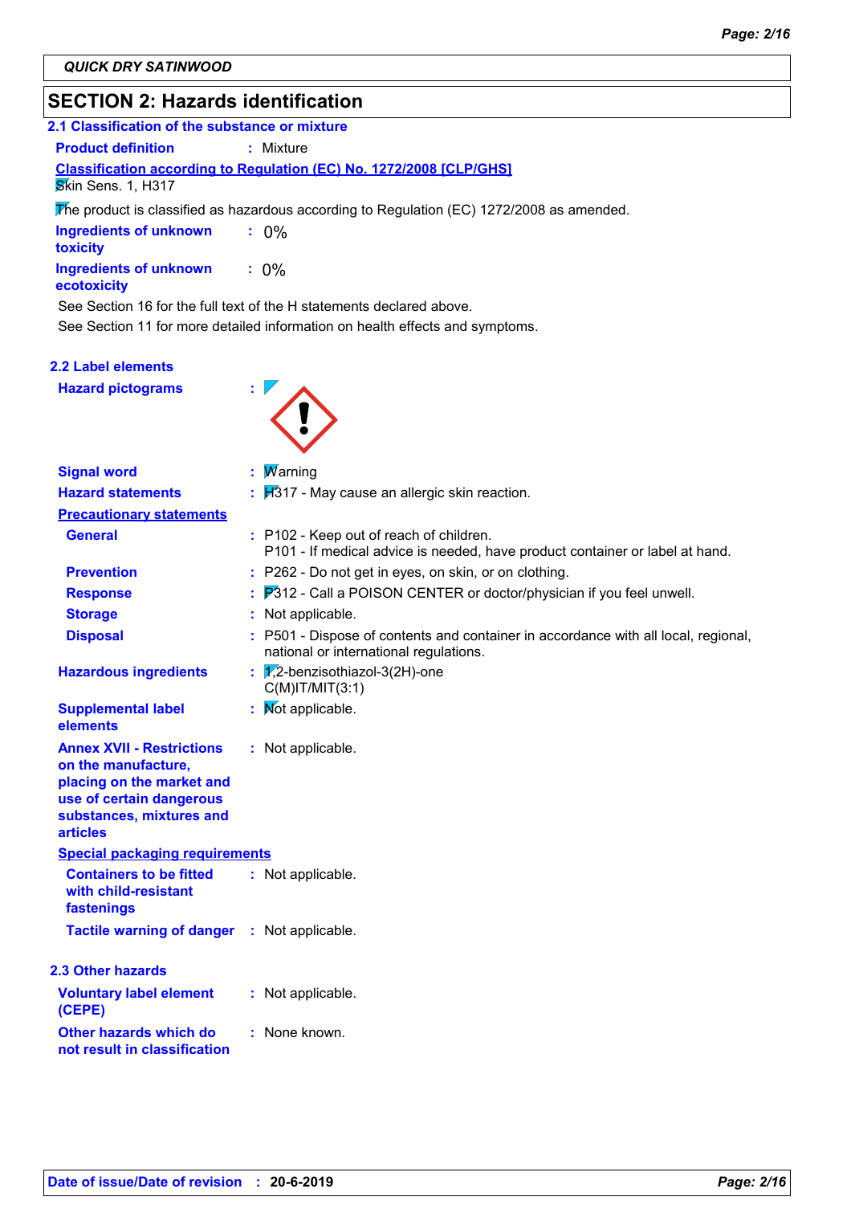QUICK DRY SATINWOOD

## SECTION 2: Hazards identification

### 2.1 Classification of the substance or mixture

**Product definition** : Mixture

**Classification according to Regulation (EC) No. 1272/2008 [CLP/GHS]**

Skin Sens. 1, H317

The product is classified as hazardous according to Regulation (EC) 1272/2008 as amended.

**Ingredients of unknown toxicity** : 0%

**Ingredients of unknown ecotoxicity** : 0%

See Section 16 for the full text of the H statements declared above.

See Section 11 for more detailed information on health effects and symptoms.

### 2.2 Label elements

**Hazard pictograms** :

**Signal word** : Warning

**Hazard statements** : H317 - May cause an allergic skin reaction.

**Precautionary statements**

**General** : P102 - Keep out of reach of children.
P101 - If medical advice is needed, have product container or label at hand.

**Prevention** : P262 - Do not get in eyes, on skin, or on clothing.

**Response** : P312 - Call a POISON CENTER or doctor/physician if you feel unwell.

**Storage** : Not applicable.

**Disposal** : P501 - Dispose of contents and container in accordance with all local, regional, national or international regulations.

**Hazardous ingredients** : 1,2-benzisothiazol-3(2H)-one
C(M)IT/MIT(3:1)

**Supplemental label elements** : Not applicable.

**Annex XVII - Restrictions on the manufacture, placing on the market and use of certain dangerous substances, mixtures and articles** : Not applicable.

**Special packaging requirements**

**Containers to be fitted with child-resistant fastenings** : Not applicable.

**Tactile warning of danger** : Not applicable.

### 2.3 Other hazards

**Voluntary label element (CEPE)** : Not applicable.

**Other hazards which do not result in classification** : None known.

**Date of issue/Date of revision** : 20-6-2019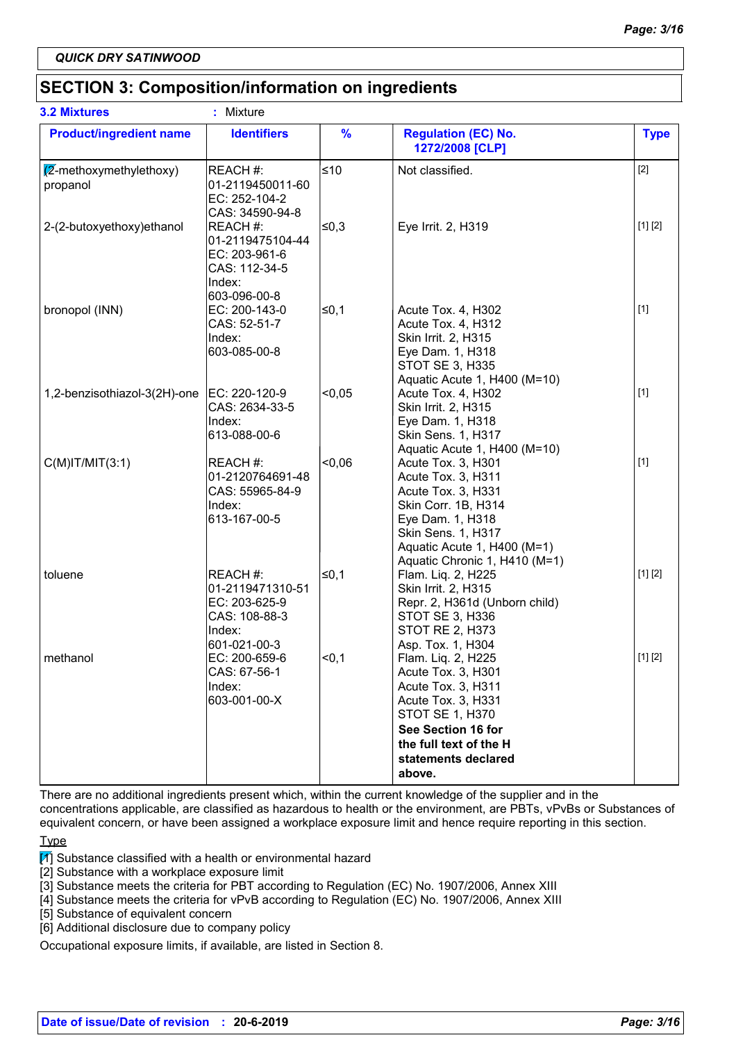QUICK DRY SATINWOOD

## SECTION 3: Composition/information on ingredients

**3.2 Mixtures** : Mixture

| Product/ingredient name | Identifiers | % | Regulation (EC) No. 1272/2008 [CLP] | Type |
|---|---|---|---|---|
| (2-methoxymethylethoxy) propanol | REACH #: 01-2119450011-60<br>EC: 252-104-2<br>CAS: 34590-94-8 | ≤10 | Not classified. | [2] |
| 2-(2-butoxyethoxy)ethanol | REACH #: 01-2119475104-44<br>EC: 203-961-6<br>CAS: 112-34-5<br>Index: 603-096-00-8 | ≤0,3 | Eye Irrit. 2, H319 | [1] [2] |
| bronopol (INN) | EC: 200-143-0<br>CAS: 52-51-7<br>Index: 603-085-00-8 | ≤0,1 | Acute Tox. 4, H302<br>Acute Tox. 4, H312<br>Skin Irrit. 2, H315<br>Eye Dam. 1, H318<br>STOT SE 3, H335<br>Aquatic Acute 1, H400 (M=10) | [1] |
| 1,2-benzisothiazol-3(2H)-one | EC: 220-120-9<br>CAS: 2634-33-5<br>Index: 613-088-00-6 | <0,05 | Acute Tox. 4, H302<br>Skin Irrit. 2, H315<br>Eye Dam. 1, H318<br>Skin Sens. 1, H317<br>Aquatic Acute 1, H400 (M=10) | [1] |
| C(M)IT/MIT(3:1) | REACH #: 01-2120764691-48<br>CAS: 55965-84-9<br>Index: 613-167-00-5 | <0,06 | Acute Tox. 3, H301<br>Acute Tox. 3, H311<br>Acute Tox. 3, H331<br>Skin Corr. 1B, H314<br>Eye Dam. 1, H318<br>Skin Sens. 1, H317<br>Aquatic Acute 1, H400 (M=1)<br>Aquatic Chronic 1, H410 (M=1) | [1] |
| toluene | REACH #: 01-2119471310-51<br>EC: 203-625-9<br>CAS: 108-88-3<br>Index: 601-021-00-3 | ≤0,1 | Flam. Liq. 2, H225<br>Skin Irrit. 2, H315<br>Repr. 2, H361d (Unborn child)<br>STOT SE 3, H336<br>STOT RE 2, H373<br>Asp. Tox. 1, H304 | [1] [2] |
| methanol | EC: 200-659-6<br>CAS: 67-56-1<br>Index: 603-001-00-X | <0,1 | Flam. Liq. 2, H225<br>Acute Tox. 3, H301<br>Acute Tox. 3, H311<br>Acute Tox. 3, H331<br>STOT SE 1, H370<br>**See Section 16 for the full text of the H statements declared above.** | [1] [2] |

There are no additional ingredients present which, within the current knowledge of the supplier and in the concentrations applicable, are classified as hazardous to health or the environment, are PBTs, vPvBs or Substances of equivalent concern, or have been assigned a workplace exposure limit and hence require reporting in this section.

Type

[1] Substance classified with a health or environmental hazard
[2] Substance with a workplace exposure limit
[3] Substance meets the criteria for PBT according to Regulation (EC) No. 1907/2006, Annex XIII
[4] Substance meets the criteria for vPvB according to Regulation (EC) No. 1907/2006, Annex XIII
[5] Substance of equivalent concern
[6] Additional disclosure due to company policy

Occupational exposure limits, if available, are listed in Section 8.

**Date of issue/Date of revision : 20-6-2019**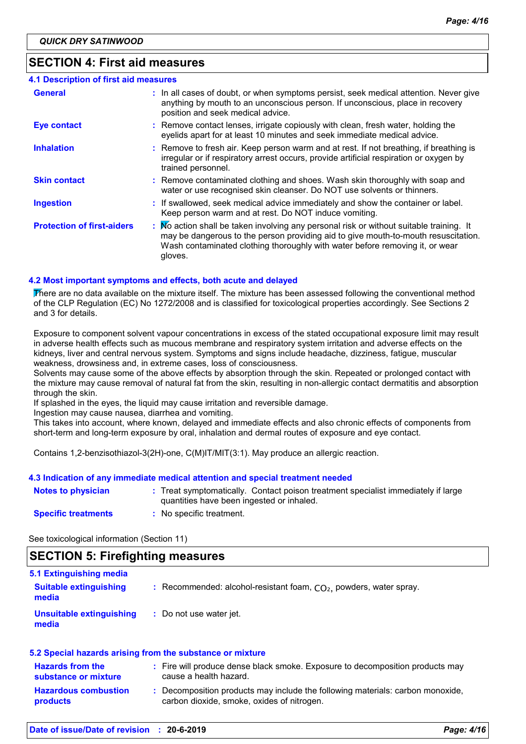QUICK DRY SATINWOOD

## SECTION 4: First aid measures

### 4.1 Description of first aid measures

| | |
|---|---|
| **General** | : In all cases of doubt, or when symptoms persist, seek medical attention. Never give anything by mouth to an unconscious person. If unconscious, place in recovery position and seek medical advice. |
| **Eye contact** | : Remove contact lenses, irrigate copiously with clean, fresh water, holding the eyelids apart for at least 10 minutes and seek immediate medical advice. |
| **Inhalation** | : Remove to fresh air. Keep person warm and at rest. If not breathing, if breathing is irregular or if respiratory arrest occurs, provide artificial respiration or oxygen by trained personnel. |
| **Skin contact** | : Remove contaminated clothing and shoes. Wash skin thoroughly with soap and water or use recognised skin cleanser. Do NOT use solvents or thinners. |
| **Ingestion** | : If swallowed, seek medical advice immediately and show the container or label. Keep person warm and at rest. Do NOT induce vomiting. |
| **Protection of first-aiders** | : No action shall be taken involving any personal risk or without suitable training. It may be dangerous to the person providing aid to give mouth-to-mouth resuscitation. Wash contaminated clothing thoroughly with water before removing it, or wear gloves. |

### 4.2 Most important symptoms and effects, both acute and delayed

There are no data available on the mixture itself. The mixture has been assessed following the conventional method of the CLP Regulation (EC) No 1272/2008 and is classified for toxicological properties accordingly. See Sections 2 and 3 for details.

Exposure to component solvent vapour concentrations in excess of the stated occupational exposure limit may result in adverse health effects such as mucous membrane and respiratory system irritation and adverse effects on the kidneys, liver and central nervous system. Symptoms and signs include headache, dizziness, fatigue, muscular weakness, drowsiness and, in extreme cases, loss of consciousness.
Solvents may cause some of the above effects by absorption through the skin. Repeated or prolonged contact with the mixture may cause removal of natural fat from the skin, resulting in non-allergic contact dermatitis and absorption through the skin.
If splashed in the eyes, the liquid may cause irritation and reversible damage.
Ingestion may cause nausea, diarrhea and vomiting.
This takes into account, where known, delayed and immediate effects and also chronic effects of components from short-term and long-term exposure by oral, inhalation and dermal routes of exposure and eye contact.

Contains 1,2-benzisothiazol-3(2H)-one, C(M)IT/MIT(3:1). May produce an allergic reaction.

### 4.3 Indication of any immediate medical attention and special treatment needed

| | |
|---|---|
| **Notes to physician** | : Treat symptomatically. Contact poison treatment specialist immediately if large quantities have been ingested or inhaled. |
| **Specific treatments** | : No specific treatment. |

See toxicological information (Section 11)

## SECTION 5: Firefighting measures

### 5.1 Extinguishing media

| | |
|---|---|
| **Suitable extinguishing media** | : Recommended: alcohol-resistant foam, $CO_2$, powders, water spray. |
| **Unsuitable extinguishing media** | : Do not use water jet. |

### 5.2 Special hazards arising from the substance or mixture

| | |
|---|---|
| **Hazards from the substance or mixture** | : Fire will produce dense black smoke. Exposure to decomposition products may cause a health hazard. |
| **Hazardous combustion products** | : Decomposition products may include the following materials: carbon monoxide, carbon dioxide, smoke, oxides of nitrogen. |

**Date of issue/Date of revision** : **20-6-2019**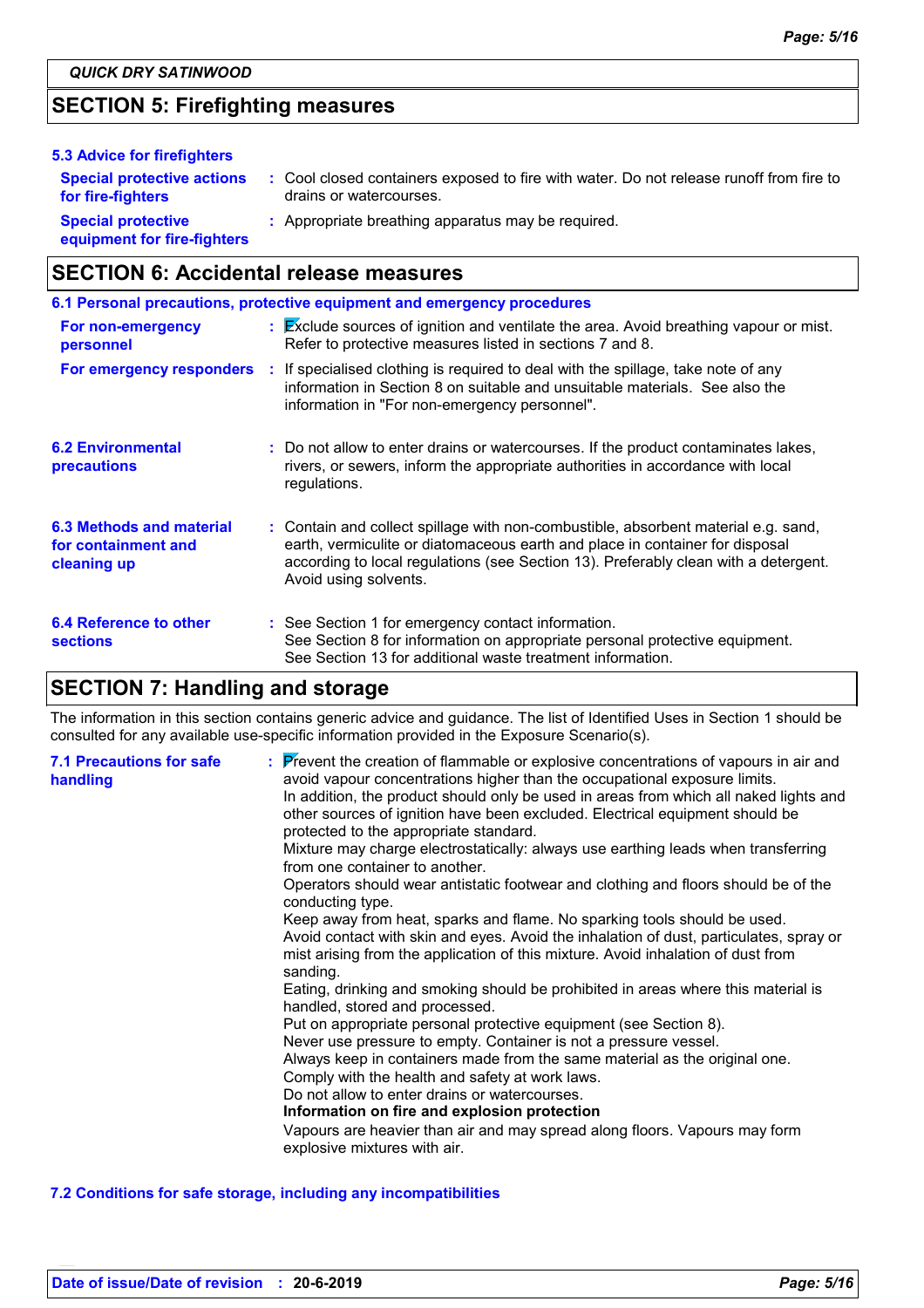## SECTION 5: Firefighting measures

### 5.3 Advice for firefighters

**Special protective actions for fire-fighters** : Cool closed containers exposed to fire with water. Do not release runoff from fire to drains or watercourses.

**Special protective equipment for fire-fighters** : Appropriate breathing apparatus may be required.

## SECTION 6: Accidental release measures

### 6.1 Personal precautions, protective equipment and emergency procedures

**For non-emergency personnel** : Exclude sources of ignition and ventilate the area. Avoid breathing vapour or mist. Refer to protective measures listed in sections 7 and 8.

**For emergency responders** : If specialised clothing is required to deal with the spillage, take note of any information in Section 8 on suitable and unsuitable materials. See also the information in "For non-emergency personnel".

### 6.2 Environmental precautions

: Do not allow to enter drains or watercourses. If the product contaminates lakes, rivers, or sewers, inform the appropriate authorities in accordance with local regulations.

### 6.3 Methods and material for containment and cleaning up

: Contain and collect spillage with non-combustible, absorbent material e.g. sand, earth, vermiculite or diatomaceous earth and place in container for disposal according to local regulations (see Section 13). Preferably clean with a detergent. Avoid using solvents.

### 6.4 Reference to other sections

: See Section 1 for emergency contact information.
See Section 8 for information on appropriate personal protective equipment.
See Section 13 for additional waste treatment information.

## SECTION 7: Handling and storage

The information in this section contains generic advice and guidance. The list of Identified Uses in Section 1 should be consulted for any available use-specific information provided in the Exposure Scenario(s).

### 7.1 Precautions for safe handling

: Prevent the creation of flammable or explosive concentrations of vapours in air and avoid vapour concentrations higher than the occupational exposure limits.
In addition, the product should only be used in areas from which all naked lights and other sources of ignition have been excluded. Electrical equipment should be protected to the appropriate standard.
Mixture may charge electrostatically: always use earthing leads when transferring from one container to another.
Operators should wear antistatic footwear and clothing and floors should be of the conducting type.
Keep away from heat, sparks and flame. No sparking tools should be used.
Avoid contact with skin and eyes. Avoid the inhalation of dust, particulates, spray or mist arising from the application of this mixture. Avoid inhalation of dust from sanding.
Eating, drinking and smoking should be prohibited in areas where this material is handled, stored and processed.
Put on appropriate personal protective equipment (see Section 8).
Never use pressure to empty. Container is not a pressure vessel.
Always keep in containers made from the same material as the original one.
Comply with the health and safety at work laws.
Do not allow to enter drains or watercourses.
**Information on fire and explosion protection**
Vapours are heavier than air and may spread along floors. Vapours may form explosive mixtures with air.

### 7.2 Conditions for safe storage, including any incompatibilities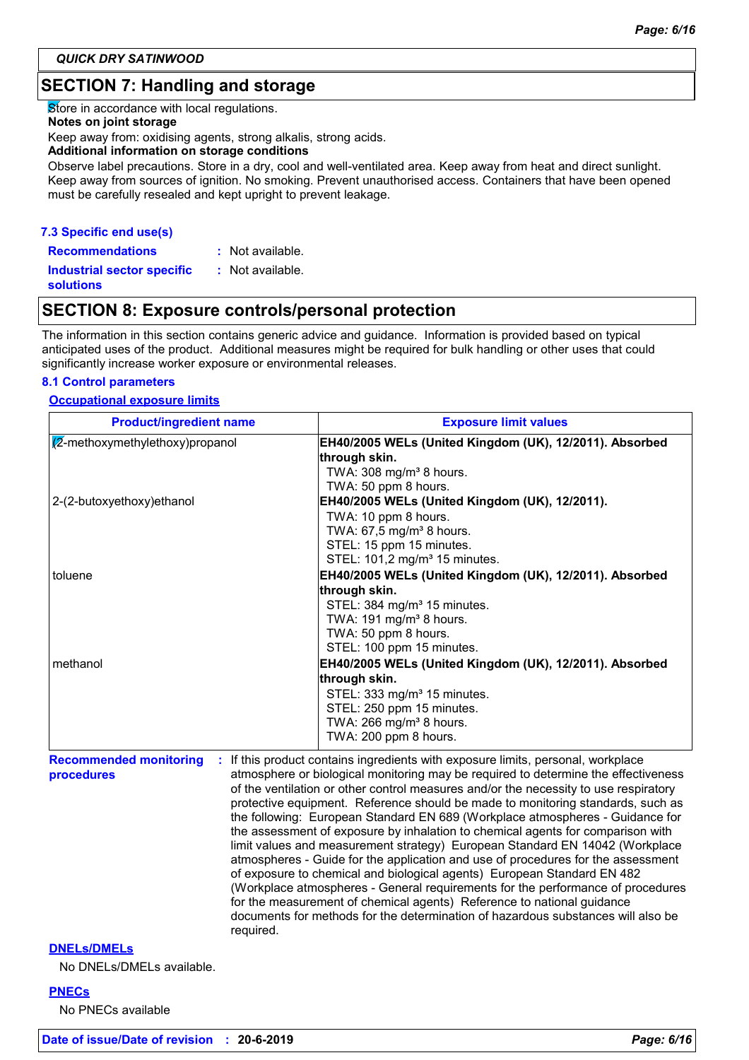## SECTION 7: Handling and storage

Store in accordance with local regulations.

**Notes on joint storage**

Keep away from: oxidising agents, strong alkalis, strong acids.

**Additional information on storage conditions**

Observe label precautions. Store in a dry, cool and well-ventilated area. Keep away from heat and direct sunlight. Keep away from sources of ignition. No smoking. Prevent unauthorised access. Containers that have been opened must be carefully resealed and kept upright to prevent leakage.

### 7.3 Specific end use(s)

**Recommendations** : Not available.

**Industrial sector specific solutions** : Not available.

## SECTION 8: Exposure controls/personal protection

The information in this section contains generic advice and guidance. Information is provided based on typical anticipated uses of the product. Additional measures might be required for bulk handling or other uses that could significantly increase worker exposure or environmental releases.

### 8.1 Control parameters

**Occupational exposure limits**

| Product/ingredient name | Exposure limit values |
|---|---|
| (2-methoxymethylethoxy)propanol | **EH40/2005 WELs (United Kingdom (UK), 12/2011). Absorbed through skin.**<br>TWA: 308 mg/m³ 8 hours.<br>TWA: 50 ppm 8 hours. |
| 2-(2-butoxyethoxy)ethanol | **EH40/2005 WELs (United Kingdom (UK), 12/2011).**<br>TWA: 10 ppm 8 hours.<br>TWA: 67,5 mg/m³ 8 hours.<br>STEL: 15 ppm 15 minutes.<br>STEL: 101,2 mg/m³ 15 minutes. |
| toluene | **EH40/2005 WELs (United Kingdom (UK), 12/2011). Absorbed through skin.**<br>STEL: 384 mg/m³ 15 minutes.<br>TWA: 191 mg/m³ 8 hours.<br>TWA: 50 ppm 8 hours.<br>STEL: 100 ppm 15 minutes. |
| methanol | **EH40/2005 WELs (United Kingdom (UK), 12/2011). Absorbed through skin.**<br>STEL: 333 mg/m³ 15 minutes.<br>STEL: 250 ppm 15 minutes.<br>TWA: 266 mg/m³ 8 hours.<br>TWA: 200 ppm 8 hours. |

**Recommended monitoring procedures** : If this product contains ingredients with exposure limits, personal, workplace atmosphere or biological monitoring may be required to determine the effectiveness of the ventilation or other control measures and/or the necessity to use respiratory protective equipment. Reference should be made to monitoring standards, such as the following: European Standard EN 689 (Workplace atmospheres - Guidance for the assessment of exposure by inhalation to chemical agents for comparison with limit values and measurement strategy) European Standard EN 14042 (Workplace atmospheres - Guide for the application and use of procedures for the assessment of exposure to chemical and biological agents) European Standard EN 482 (Workplace atmospheres - General requirements for the performance of procedures for the measurement of chemical agents) Reference to national guidance documents for methods for the determination of hazardous substances will also be required.

**DNELs/DMELs**

No DNELs/DMELs available.

**PNECs**

No PNECs available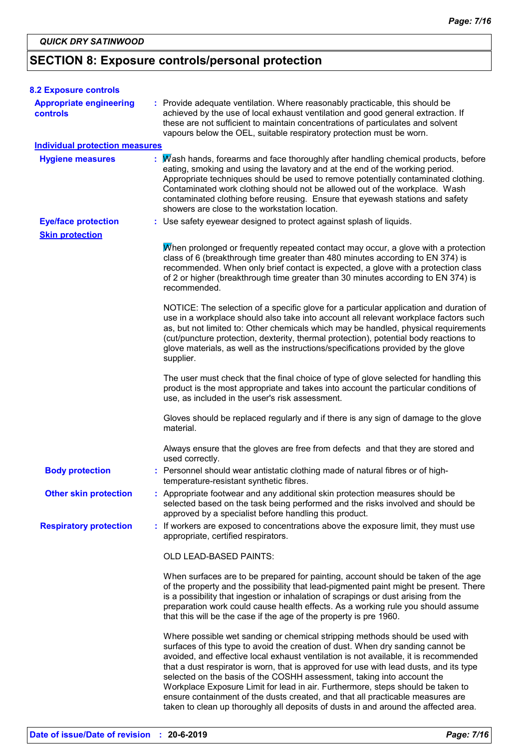QUICK DRY SATINWOOD

## SECTION 8: Exposure controls/personal protection

### 8.2 Exposure controls

**Appropriate engineering controls** : Provide adequate ventilation. Where reasonably practicable, this should be achieved by the use of local exhaust ventilation and good general extraction. If these are not sufficient to maintain concentrations of particulates and solvent vapours below the OEL, suitable respiratory protection must be worn.

**Individual protection measures**

**Hygiene measures** : Wash hands, forearms and face thoroughly after handling chemical products, before eating, smoking and using the lavatory and at the end of the working period. Appropriate techniques should be used to remove potentially contaminated clothing. Contaminated work clothing should not be allowed out of the workplace. Wash contaminated clothing before reusing. Ensure that eyewash stations and safety showers are close to the workstation location.

**Eye/face protection** : Use safety eyewear designed to protect against splash of liquids.

**Skin protection**

When prolonged or frequently repeated contact may occur, a glove with a protection class of 6 (breakthrough time greater than 480 minutes according to EN 374) is recommended. When only brief contact is expected, a glove with a protection class of 2 or higher (breakthrough time greater than 30 minutes according to EN 374) is recommended.

NOTICE: The selection of a specific glove for a particular application and duration of use in a workplace should also take into account all relevant workplace factors such as, but not limited to: Other chemicals which may be handled, physical requirements (cut/puncture protection, dexterity, thermal protection), potential body reactions to glove materials, as well as the instructions/specifications provided by the glove supplier.

The user must check that the final choice of type of glove selected for handling this product is the most appropriate and takes into account the particular conditions of use, as included in the user's risk assessment.

Gloves should be replaced regularly and if there is any sign of damage to the glove material.

Always ensure that the gloves are free from defects and that they are stored and used correctly.

**Body protection** : Personnel should wear antistatic clothing made of natural fibres or of high-temperature-resistant synthetic fibres.

**Other skin protection** : Appropriate footwear and any additional skin protection measures should be selected based on the task being performed and the risks involved and should be approved by a specialist before handling this product.

**Respiratory protection** : If workers are exposed to concentrations above the exposure limit, they must use appropriate, certified respirators.

OLD LEAD-BASED PAINTS:

When surfaces are to be prepared for painting, account should be taken of the age of the property and the possibility that lead-pigmented paint might be present. There is a possibility that ingestion or inhalation of scrapings or dust arising from the preparation work could cause health effects. As a working rule you should assume that this will be the case if the age of the property is pre 1960.

Where possible wet sanding or chemical stripping methods should be used with surfaces of this type to avoid the creation of dust. When dry sanding cannot be avoided, and effective local exhaust ventilation is not available, it is recommended that a dust respirator is worn, that is approved for use with lead dusts, and its type selected on the basis of the COSHH assessment, taking into account the Workplace Exposure Limit for lead in air. Furthermore, steps should be taken to ensure containment of the dusts created, and that all practicable measures are taken to clean up thoroughly all deposits of dusts in and around the affected area.

**Date of issue/Date of revision** : **20-6-2019**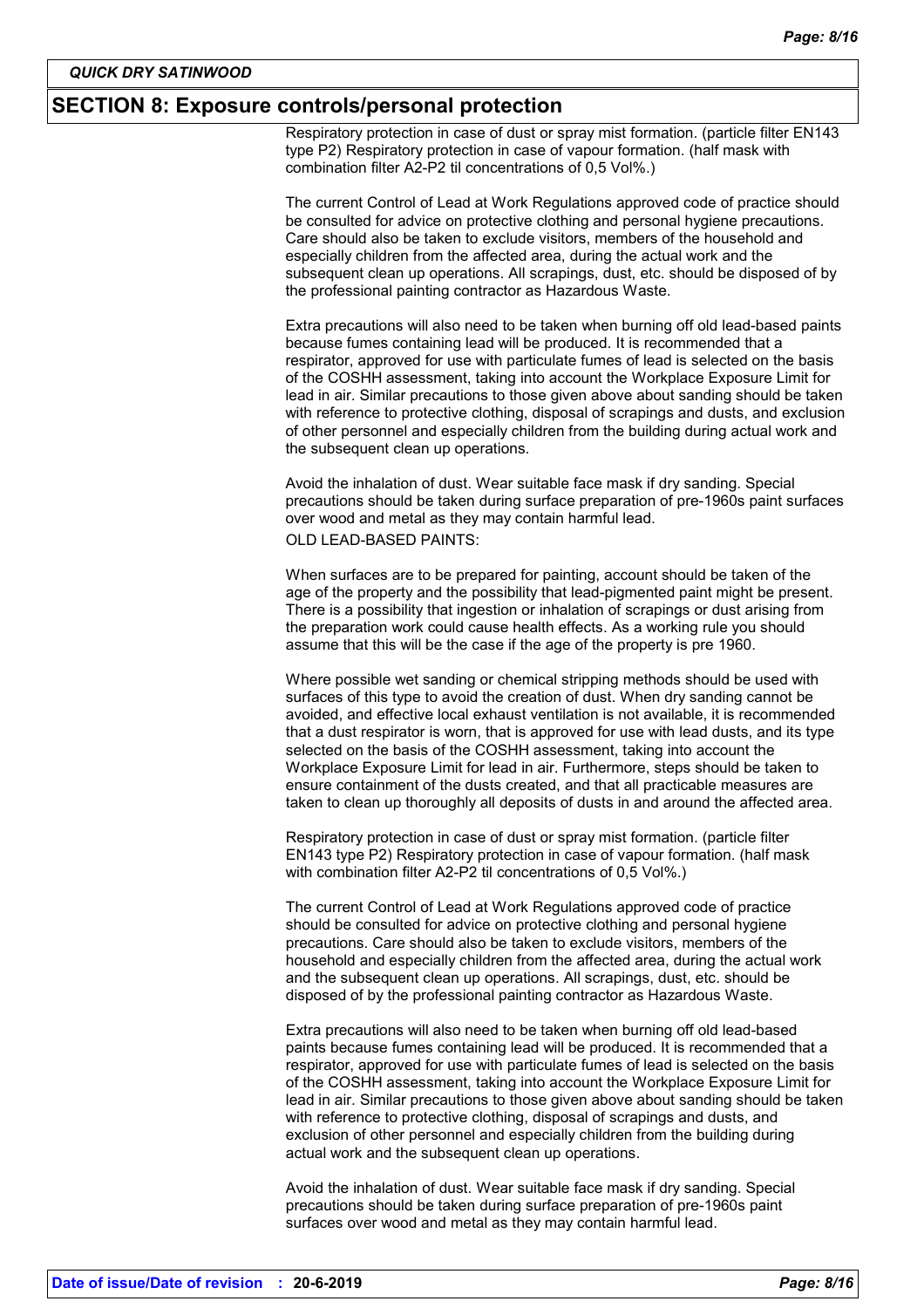## SECTION 8: Exposure controls/personal protection

Respiratory protection in case of dust or spray mist formation. (particle filter EN143 type P2) Respiratory protection in case of vapour formation. (half mask with combination filter A2-P2 til concentrations of 0,5 Vol%.)

The current Control of Lead at Work Regulations approved code of practice should be consulted for advice on protective clothing and personal hygiene precautions. Care should also be taken to exclude visitors, members of the household and especially children from the affected area, during the actual work and the subsequent clean up operations. All scrapings, dust, etc. should be disposed of by the professional painting contractor as Hazardous Waste.

Extra precautions will also need to be taken when burning off old lead-based paints because fumes containing lead will be produced. It is recommended that a respirator, approved for use with particulate fumes of lead is selected on the basis of the COSHH assessment, taking into account the Workplace Exposure Limit for lead in air. Similar precautions to those given above about sanding should be taken with reference to protective clothing, disposal of scrapings and dusts, and exclusion of other personnel and especially children from the building during actual work and the subsequent clean up operations.

Avoid the inhalation of dust. Wear suitable face mask if dry sanding. Special precautions should be taken during surface preparation of pre-1960s paint surfaces over wood and metal as they may contain harmful lead.

OLD LEAD-BASED PAINTS:

When surfaces are to be prepared for painting, account should be taken of the age of the property and the possibility that lead-pigmented paint might be present. There is a possibility that ingestion or inhalation of scrapings or dust arising from the preparation work could cause health effects. As a working rule you should assume that this will be the case if the age of the property is pre 1960.

Where possible wet sanding or chemical stripping methods should be used with surfaces of this type to avoid the creation of dust. When dry sanding cannot be avoided, and effective local exhaust ventilation is not available, it is recommended that a dust respirator is worn, that is approved for use with lead dusts, and its type selected on the basis of the COSHH assessment, taking into account the Workplace Exposure Limit for lead in air. Furthermore, steps should be taken to ensure containment of the dusts created, and that all practicable measures are taken to clean up thoroughly all deposits of dusts in and around the affected area.

Respiratory protection in case of dust or spray mist formation. (particle filter EN143 type P2) Respiratory protection in case of vapour formation. (half mask with combination filter A2-P2 til concentrations of 0,5 Vol%.)

The current Control of Lead at Work Regulations approved code of practice should be consulted for advice on protective clothing and personal hygiene precautions. Care should also be taken to exclude visitors, members of the household and especially children from the affected area, during the actual work and the subsequent clean up operations. All scrapings, dust, etc. should be disposed of by the professional painting contractor as Hazardous Waste.

Extra precautions will also need to be taken when burning off old lead-based paints because fumes containing lead will be produced. It is recommended that a respirator, approved for use with particulate fumes of lead is selected on the basis of the COSHH assessment, taking into account the Workplace Exposure Limit for lead in air. Similar precautions to those given above about sanding should be taken with reference to protective clothing, disposal of scrapings and dusts, and exclusion of other personnel and especially children from the building during actual work and the subsequent clean up operations.

Avoid the inhalation of dust. Wear suitable face mask if dry sanding. Special precautions should be taken during surface preparation of pre-1960s paint surfaces over wood and metal as they may contain harmful lead.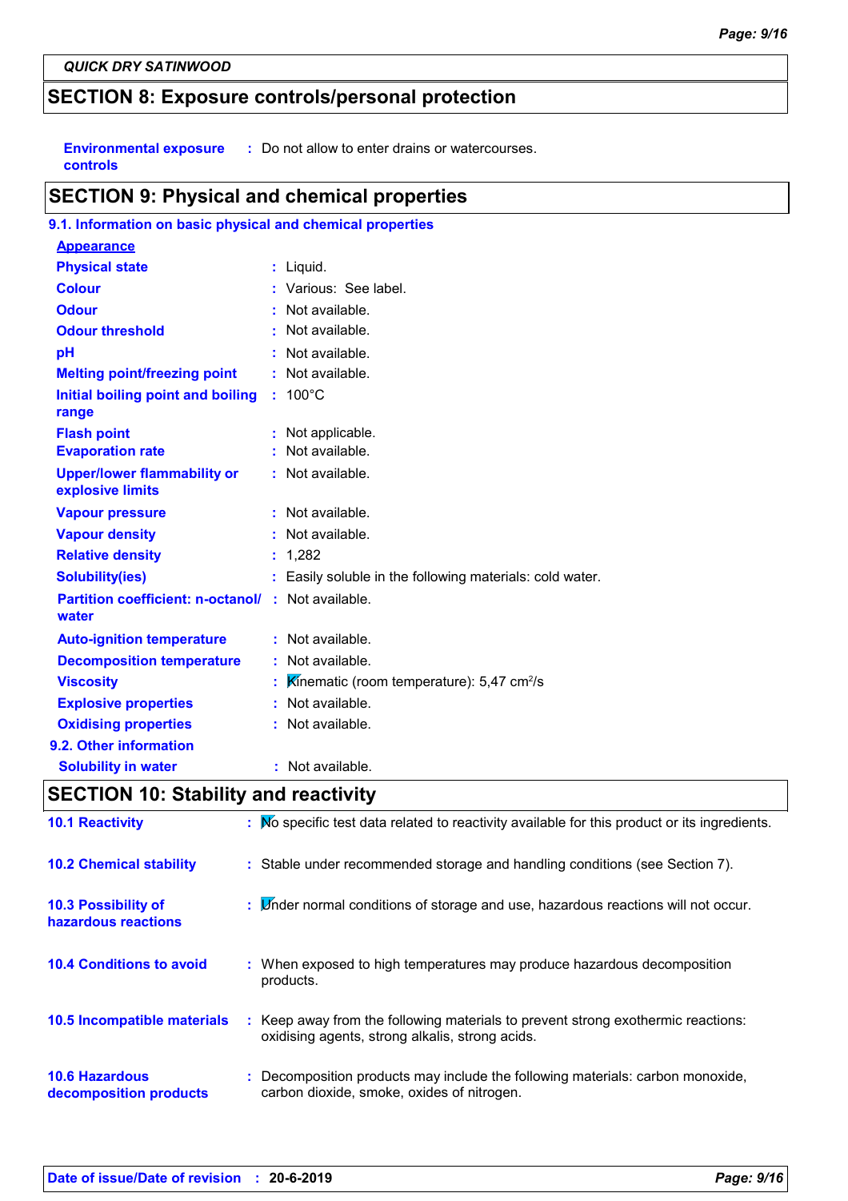QUICK DRY SATINWOOD

## SECTION 8: Exposure controls/personal protection

| | |
|---|---|
| **Environmental exposure controls** | : Do not allow to enter drains or watercourses. |

## SECTION 9: Physical and chemical properties

### 9.1. Information on basic physical and chemical properties

**Appearance**

| | |
|---|---|
| **Physical state** | : Liquid. |
| **Colour** | : Various: See label. |
| **Odour** | : Not available. |
| **Odour threshold** | : Not available. |
| **pH** | : Not available. |
| **Melting point/freezing point** | : Not available. |
| **Initial boiling point and boiling range** | : 100°C |
| **Flash point** | : Not applicable. |
| **Evaporation rate** | : Not available. |
| **Upper/lower flammability or explosive limits** | : Not available. |
| **Vapour pressure** | : Not available. |
| **Vapour density** | : Not available. |
| **Relative density** | : 1,282 |
| **Solubility(ies)** | : Easily soluble in the following materials: cold water. |
| **Partition coefficient: n-octanol/ water** | : Not available. |
| **Auto-ignition temperature** | : Not available. |
| **Decomposition temperature** | : Not available. |
| **Viscosity** | : Kinematic (room temperature): 5,47 $cm^2/s$ |
| **Explosive properties** | : Not available. |
| **Oxidising properties** | : Not available. |

### 9.2. Other information

| | |
|---|---|
| **Solubility in water** | : Not available. |

## SECTION 10: Stability and reactivity

| | |
|---|---|
| **10.1 Reactivity** | : No specific test data related to reactivity available for this product or its ingredients. |
| **10.2 Chemical stability** | : Stable under recommended storage and handling conditions (see Section 7). |
| **10.3 Possibility of hazardous reactions** | : Under normal conditions of storage and use, hazardous reactions will not occur. |
| **10.4 Conditions to avoid** | : When exposed to high temperatures may produce hazardous decomposition products. |
| **10.5 Incompatible materials** | : Keep away from the following materials to prevent strong exothermic reactions: oxidising agents, strong alkalis, strong acids. |
| **10.6 Hazardous decomposition products** | : Decomposition products may include the following materials: carbon monoxide, carbon dioxide, smoke, oxides of nitrogen. |

**Date of issue/Date of revision** : **20-6-2019**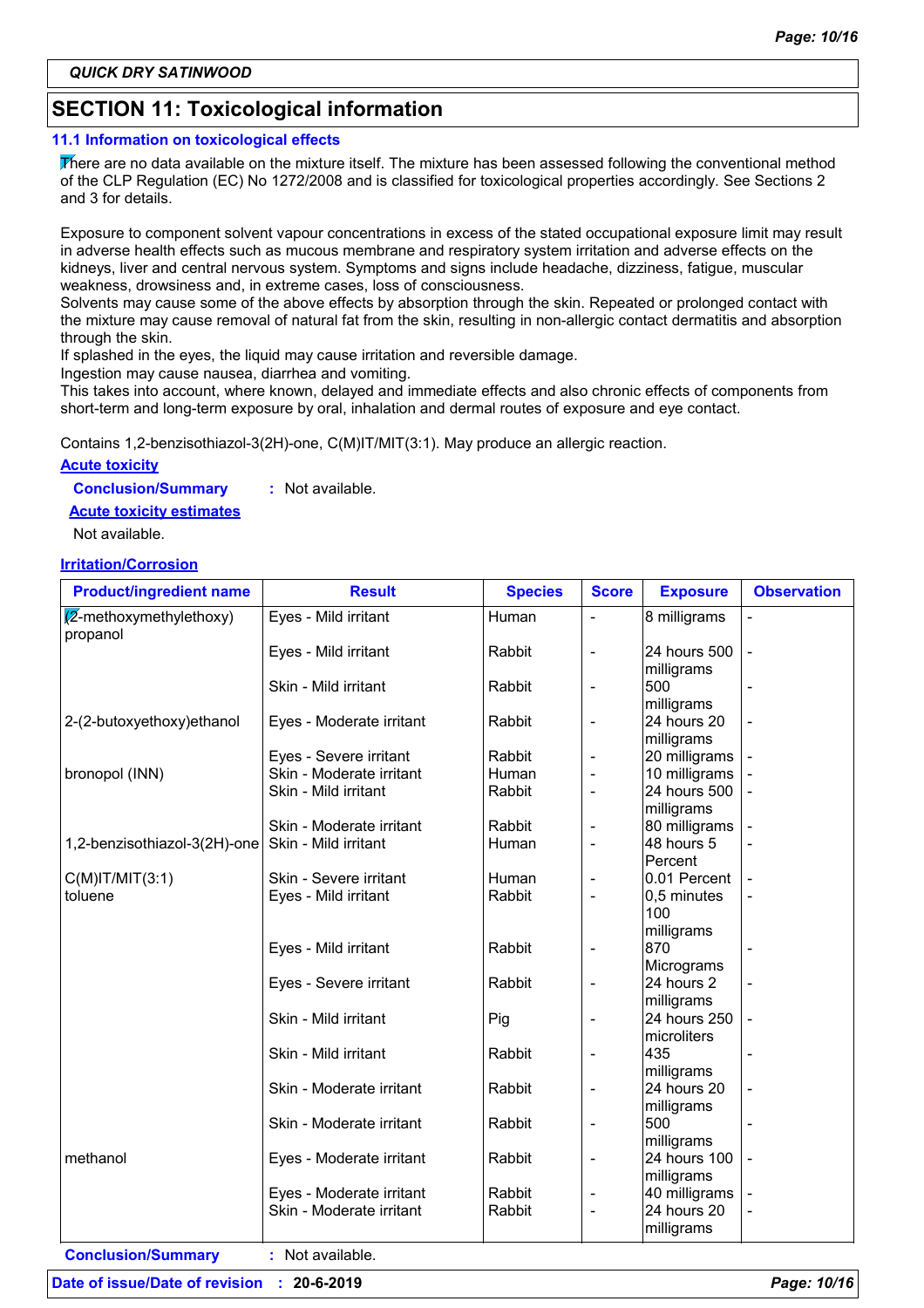QUICK DRY SATINWOOD

## SECTION 11: Toxicological information

### 11.1 Information on toxicological effects

There are no data available on the mixture itself. The mixture has been assessed following the conventional method of the CLP Regulation (EC) No 1272/2008 and is classified for toxicological properties accordingly. See Sections 2 and 3 for details.

Exposure to component solvent vapour concentrations in excess of the stated occupational exposure limit may result in adverse health effects such as mucous membrane and respiratory system irritation and adverse effects on the kidneys, liver and central nervous system. Symptoms and signs include headache, dizziness, fatigue, muscular weakness, drowsiness and, in extreme cases, loss of consciousness.
Solvents may cause some of the above effects by absorption through the skin. Repeated or prolonged contact with the mixture may cause removal of natural fat from the skin, resulting in non-allergic contact dermatitis and absorption through the skin.
If splashed in the eyes, the liquid may cause irritation and reversible damage.
Ingestion may cause nausea, diarrhea and vomiting.
This takes into account, where known, delayed and immediate effects and also chronic effects of components from short-term and long-term exposure by oral, inhalation and dermal routes of exposure and eye contact.

Contains 1,2-benzisothiazol-3(2H)-one, C(M)IT/MIT(3:1). May produce an allergic reaction.

**Acute toxicity**

**Conclusion/Summary** : Not available.

**Acute toxicity estimates**

Not available.

**Irritation/Corrosion**

| Product/ingredient name | Result | Species | Score | Exposure | Observation |
|---|---|---|---|---|---|
| (2-methoxymethylethoxy) propanol | Eyes - Mild irritant | Human | - | 8 milligrams | - |
| | Eyes - Mild irritant | Rabbit | - | 24 hours 500 milligrams | - |
| | Skin - Mild irritant | Rabbit | - | 500 milligrams | - |
| 2-(2-butoxyethoxy)ethanol | Eyes - Moderate irritant | Rabbit | - | 24 hours 20 milligrams | - |
| | Eyes - Severe irritant | Rabbit | - | 20 milligrams | - |
| bronopol (INN) | Skin - Moderate irritant | Human | - | 10 milligrams | - |
| | Skin - Mild irritant | Rabbit | - | 24 hours 500 milligrams | - |
| | Skin - Moderate irritant | Rabbit | - | 80 milligrams | - |
| 1,2-benzisothiazol-3(2H)-one | Skin - Mild irritant | Human | - | 48 hours 5 Percent | - |
| C(M)IT/MIT(3:1) | Skin - Severe irritant | Human | - | 0.01 Percent | - |
| toluene | Eyes - Mild irritant | Rabbit | - | 0,5 minutes 100 milligrams | - |
| | Eyes - Mild irritant | Rabbit | - | 870 Micrograms | - |
| | Eyes - Severe irritant | Rabbit | - | 24 hours 2 milligrams | - |
| | Skin - Mild irritant | Pig | - | 24 hours 250 microliters | - |
| | Skin - Mild irritant | Rabbit | - | 435 milligrams | - |
| | Skin - Moderate irritant | Rabbit | - | 24 hours 20 milligrams | - |
| | Skin - Moderate irritant | Rabbit | - | 500 milligrams | - |
| methanol | Eyes - Moderate irritant | Rabbit | - | 24 hours 100 milligrams | - |
| | Eyes - Moderate irritant | Rabbit | - | 40 milligrams | - |
| | Skin - Moderate irritant | Rabbit | - | 24 hours 20 milligrams | - |

**Conclusion/Summary** : Not available.

**Date of issue/Date of revision** : 20-6-2019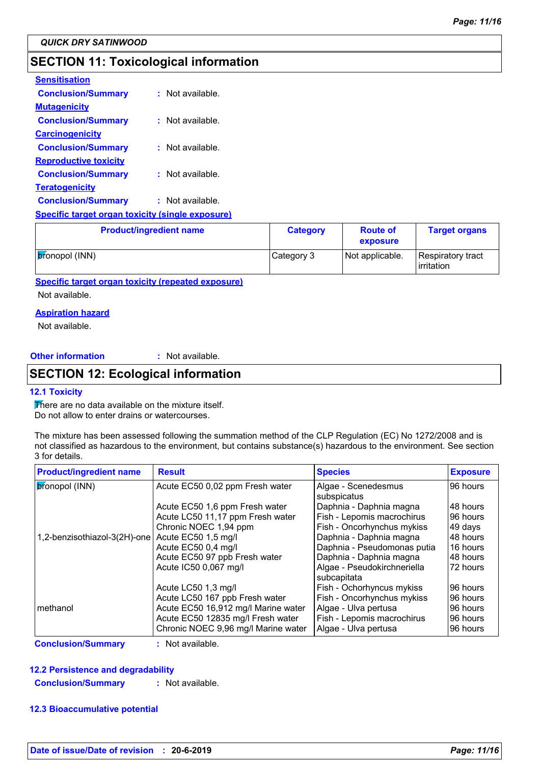## SECTION 11: Toxicological information

**Sensitisation**

**Conclusion/Summary** : Not available.

**Mutagenicity**

**Conclusion/Summary** : Not available.

**Carcinogenicity**

**Conclusion/Summary** : Not available.

**Reproductive toxicity**

**Conclusion/Summary** : Not available.

**Teratogenicity**

**Conclusion/Summary** : Not available.

**Specific target organ toxicity (single exposure)**

| Product/ingredient name | Category | Route of exposure | Target organs |
|---|---|---|---|
| bronopol (INN) | Category 3 | Not applicable. | Respiratory tract irritation |

**Specific target organ toxicity (repeated exposure)**

Not available.

**Aspiration hazard**

Not available.

**Other information** : Not available.

## SECTION 12: Ecological information

### 12.1 Toxicity

There are no data available on the mixture itself.
Do not allow to enter drains or watercourses.

The mixture has been assessed following the summation method of the CLP Regulation (EC) No 1272/2008 and is not classified as hazardous to the environment, but contains substance(s) hazardous to the environment. See section 3 for details.

| Product/ingredient name | Result | Species | Exposure |
|---|---|---|---|
| bronopol (INN) | Acute EC50 0,02 ppm Fresh water | Algae - Scenedesmus subspicatus | 96 hours |
| | Acute EC50 1,6 ppm Fresh water | Daphnia - Daphnia magna | 48 hours |
| | Acute LC50 11,17 ppm Fresh water | Fish - Lepomis macrochirus | 96 hours |
| | Chronic NOEC 1,94 ppm | Fish - Oncorhynchus mykiss | 49 days |
| 1,2-benzisothiazol-3(2H)-one | Acute EC50 1,5 mg/l | Daphnia - Daphnia magna | 48 hours |
| | Acute EC50 0,4 mg/l | Daphnia - Pseudomonas putia | 16 hours |
| | Acute EC50 97 ppb Fresh water | Daphnia - Daphnia magna | 48 hours |
| | Acute IC50 0,067 mg/l | Algae - Pseudokirchneriella subcapitata | 72 hours |
| | Acute LC50 1,3 mg/l | Fish - Ochorhyncus mykiss | 96 hours |
| | Acute LC50 167 ppb Fresh water | Fish - Oncorhynchus mykiss | 96 hours |
| methanol | Acute EC50 16,912 mg/l Marine water | Algae - Ulva pertusa | 96 hours |
| | Acute EC50 12835 mg/l Fresh water | Fish - Lepomis macrochirus | 96 hours |
| | Chronic NOEC 9,96 mg/l Marine water | Algae - Ulva pertusa | 96 hours |

**Conclusion/Summary** : Not available.

### 12.2 Persistence and degradability

**Conclusion/Summary** : Not available.

### 12.3 Bioaccumulative potential

**Date of issue/Date of revision** : 20-6-2019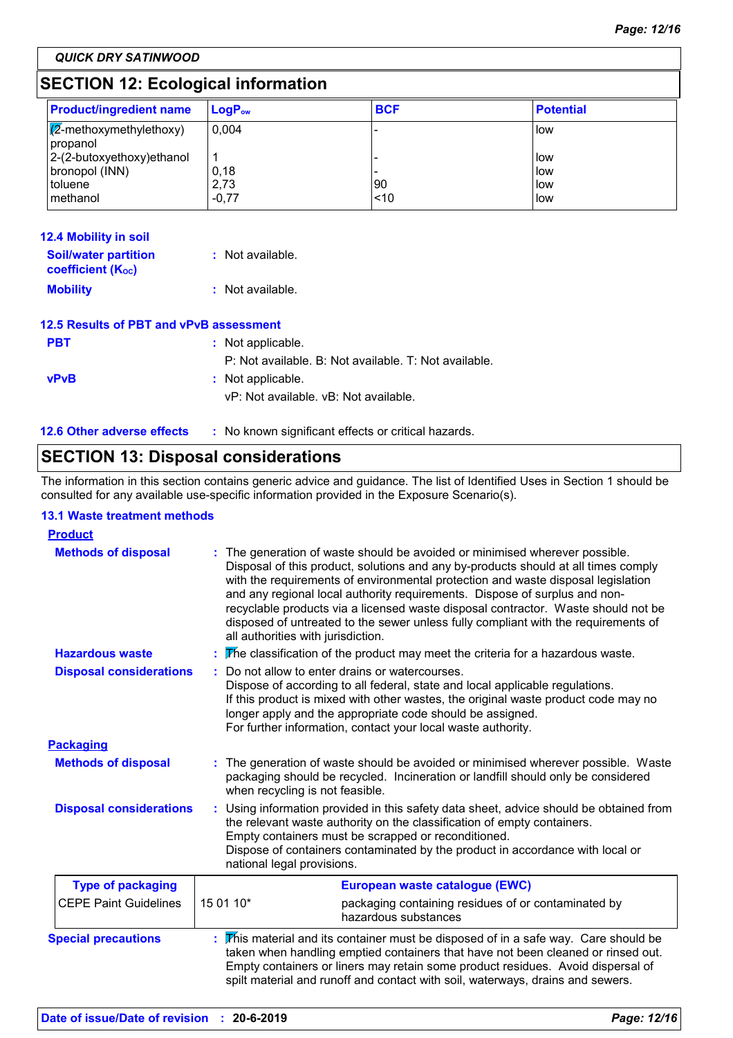## SECTION 12: Ecological information

| Product/ingredient name | $LogP_{ow}$ | BCF | Potential |
|---|---|---|---|
| (2-methoxymethylethoxy) propanol | 0,004 | - | low |
| 2-(2-butoxyethoxy)ethanol | 1 | - | low |
| bronopol (INN) | 0,18 | - | low |
| toluene | 2,73 | 90 | low |
| methanol | -0,77 | <10 | low |

### 12.4 Mobility in soil

**Soil/water partition coefficient ($K_{OC}$)** : Not available.

**Mobility** : Not available.

### 12.5 Results of PBT and vPvB assessment

**PBT** : Not applicable.
P: Not available. B: Not available. T: Not available.

**vPvB** : Not applicable.
vP: Not available. vB: Not available.

### 12.6 Other adverse effects

: No known significant effects or critical hazards.

## SECTION 13: Disposal considerations

The information in this section contains generic advice and guidance. The list of Identified Uses in Section 1 should be consulted for any available use-specific information provided in the Exposure Scenario(s).

### 13.1 Waste treatment methods

**Product**

**Methods of disposal** : The generation of waste should be avoided or minimised wherever possible. Disposal of this product, solutions and any by-products should at all times comply with the requirements of environmental protection and waste disposal legislation and any regional local authority requirements. Dispose of surplus and non-recyclable products via a licensed waste disposal contractor. Waste should not be disposed of untreated to the sewer unless fully compliant with the requirements of all authorities with jurisdiction.

**Hazardous waste** : The classification of the product may meet the criteria for a hazardous waste.

**Disposal considerations** : Do not allow to enter drains or watercourses.
Dispose of according to all federal, state and local applicable regulations.
If this product is mixed with other wastes, the original waste product code may no longer apply and the appropriate code should be assigned.
For further information, contact your local waste authority.

**Packaging**

**Methods of disposal** : The generation of waste should be avoided or minimised wherever possible. Waste packaging should be recycled. Incineration or landfill should only be considered when recycling is not feasible.

**Disposal considerations** : Using information provided in this safety data sheet, advice should be obtained from the relevant waste authority on the classification of empty containers.
Empty containers must be scrapped or reconditioned.
Dispose of containers contaminated by the product in accordance with local or national legal provisions.

| Type of packaging | European waste catalogue (EWC) | |
|---|---|---|
| CEPE Paint Guidelines | 15 01 10* | packaging containing residues of or contaminated by hazardous substances |

**Special precautions** : This material and its container must be disposed of in a safe way. Care should be taken when handling emptied containers that have not been cleaned or rinsed out. Empty containers or liners may retain some product residues. Avoid dispersal of spilt material and runoff and contact with soil, waterways, drains and sewers.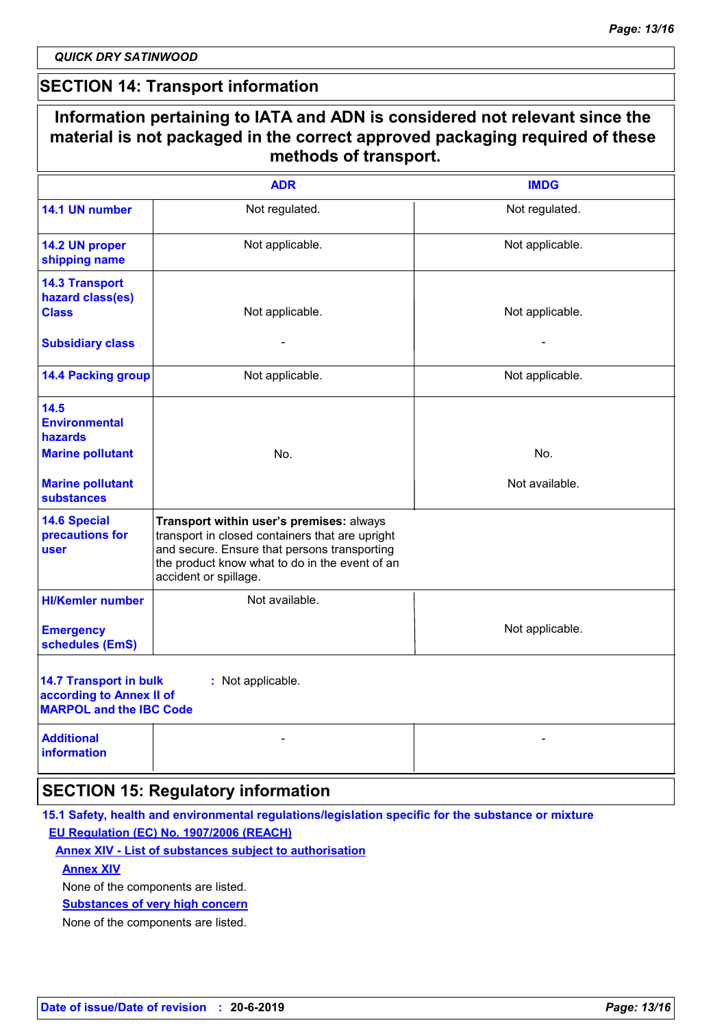QUICK DRY SATINWOOD

## SECTION 14: Transport information

**Information pertaining to IATA and ADN is considered not relevant since the material is not packaged in the correct approved packaging required of these methods of transport.**

| | ADR | IMDG |
|---|---|---|
| **14.1 UN number** | Not regulated. | Not regulated. |
| **14.2 UN proper shipping name** | Not applicable. | Not applicable. |
| **14.3 Transport hazard class(es)** **Class** | Not applicable. | Not applicable. |
| **Subsidiary class** | - | - |
| **14.4 Packing group** | Not applicable. | Not applicable. |
| **14.5 Environmental hazards** **Marine pollutant** | No. | No. |
| **Marine pollutant substances** | | Not available. |
| **14.6 Special precautions for user** | **Transport within user's premises:** always transport in closed containers that are upright and secure. Ensure that persons transporting the product know what to do in the event of an accident or spillage. | |
| **HI/Kemler number** | Not available. | |
| **Emergency schedules (EmS)** | | Not applicable. |
| **14.7 Transport in bulk according to Annex II of MARPOL and the IBC Code** | : Not applicable. | |
| **Additional information** | - | - |

## SECTION 15: Regulatory information

**15.1 Safety, health and environmental regulations/legislation specific for the substance or mixture**

**EU Regulation (EC) No. 1907/2006 (REACH)**

**Annex XIV - List of substances subject to authorisation**

**Annex XIV**

None of the components are listed.

**Substances of very high concern**

None of the components are listed.

**Date of issue/Date of revision : 20-6-2019**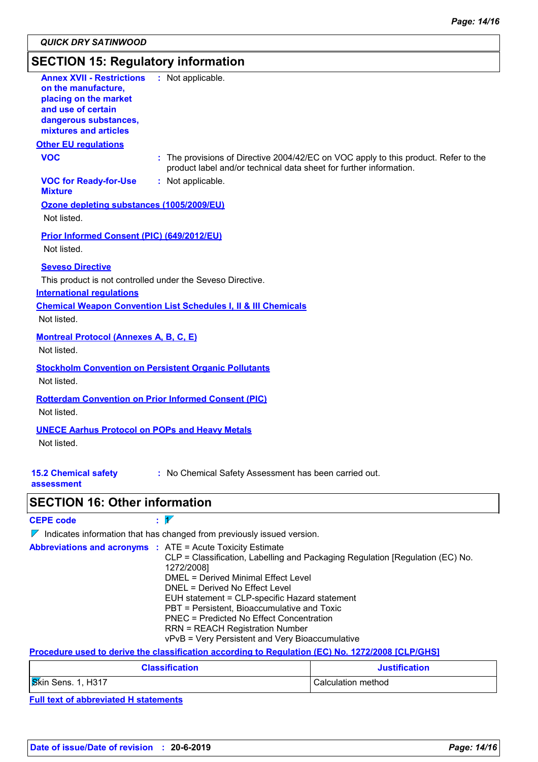QUICK DRY SATINWOOD

## SECTION 15: Regulatory information

**Annex XVII - Restrictions on the manufacture, placing on the market and use of certain dangerous substances, mixtures and articles** : Not applicable.

**Other EU regulations**

**VOC** : The provisions of Directive 2004/42/EC on VOC apply to this product. Refer to the product label and/or technical data sheet for further information.

**VOC for Ready-for-Use Mixture** : Not applicable.

**Ozone depleting substances (1005/2009/EU)**

Not listed.

**Prior Informed Consent (PIC) (649/2012/EU)**

Not listed.

**Seveso Directive**

This product is not controlled under the Seveso Directive.

**International regulations**

**Chemical Weapon Convention List Schedules I, II & III Chemicals**

Not listed.

**Montreal Protocol (Annexes A, B, C, E)**

Not listed.

**Stockholm Convention on Persistent Organic Pollutants**

Not listed.

**Rotterdam Convention on Prior Informed Consent (PIC)**

Not listed.

**UNECE Aarhus Protocol on POPs and Heavy Metals**

Not listed.

**15.2 Chemical safety assessment** : No Chemical Safety Assessment has been carried out.

## SECTION 16: Other information

**CEPE code** : 1

Indicates information that has changed from previously issued version.

**Abbreviations and acronyms** :
ATE = Acute Toxicity Estimate
CLP = Classification, Labelling and Packaging Regulation [Regulation (EC) No. 1272/2008]
DMEL = Derived Minimal Effect Level
DNEL = Derived No Effect Level
EUH statement = CLP-specific Hazard statement
PBT = Persistent, Bioaccumulative and Toxic
PNEC = Predicted No Effect Concentration
RRN = REACH Registration Number
vPvB = Very Persistent and Very Bioaccumulative

**Procedure used to derive the classification according to Regulation (EC) No. 1272/2008 [CLP/GHS]**

| Classification | Justification |
|---|---|
| Skin Sens. 1, H317 | Calculation method |

**Full text of abbreviated H statements**

Date of issue/Date of revision : 20-6-2019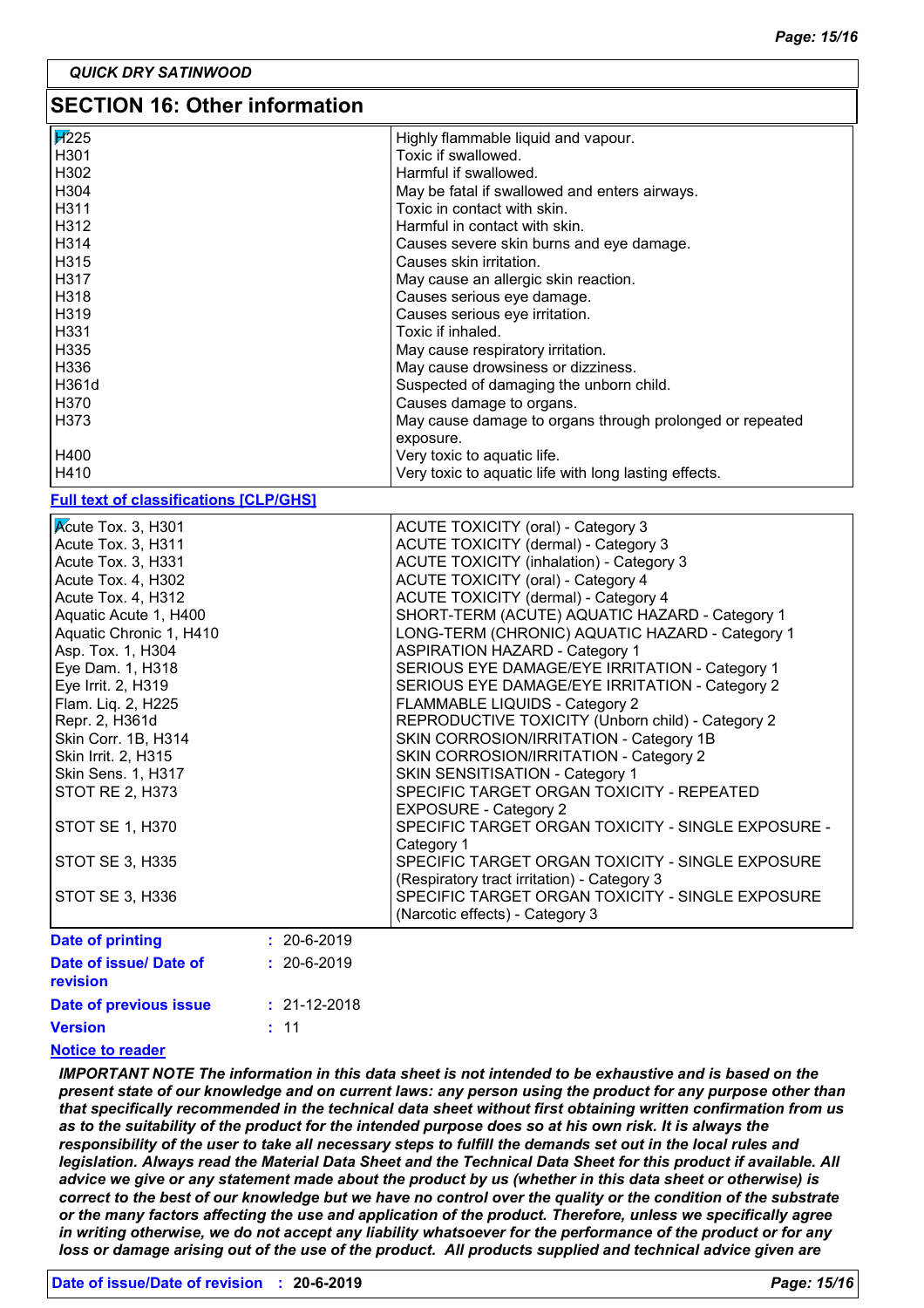QUICK DRY SATINWOOD

## SECTION 16: Other information

| | |
|---|---|
| H225 | Highly flammable liquid and vapour. |
| H301 | Toxic if swallowed. |
| H302 | Harmful if swallowed. |
| H304 | May be fatal if swallowed and enters airways. |
| H311 | Toxic in contact with skin. |
| H312 | Harmful in contact with skin. |
| H314 | Causes severe skin burns and eye damage. |
| H315 | Causes skin irritation. |
| H317 | May cause an allergic skin reaction. |
| H318 | Causes serious eye damage. |
| H319 | Causes serious eye irritation. |
| H331 | Toxic if inhaled. |
| H335 | May cause respiratory irritation. |
| H336 | May cause drowsiness or dizziness. |
| H361d | Suspected of damaging the unborn child. |
| H370 | Causes damage to organs. |
| H373 | May cause damage to organs through prolonged or repeated exposure. |
| H400 | Very toxic to aquatic life. |
| H410 | Very toxic to aquatic life with long lasting effects. |

**Full text of classifications [CLP/GHS]**

| | |
|---|---|
| Acute Tox. 3, H301 | ACUTE TOXICITY (oral) - Category 3 |
| Acute Tox. 3, H311 | ACUTE TOXICITY (dermal) - Category 3 |
| Acute Tox. 3, H331 | ACUTE TOXICITY (inhalation) - Category 3 |
| Acute Tox. 4, H302 | ACUTE TOXICITY (oral) - Category 4 |
| Acute Tox. 4, H312 | ACUTE TOXICITY (dermal) - Category 4 |
| Aquatic Acute 1, H400 | SHORT-TERM (ACUTE) AQUATIC HAZARD - Category 1 |
| Aquatic Chronic 1, H410 | LONG-TERM (CHRONIC) AQUATIC HAZARD - Category 1 |
| Asp. Tox. 1, H304 | ASPIRATION HAZARD - Category 1 |
| Eye Dam. 1, H318 | SERIOUS EYE DAMAGE/EYE IRRITATION - Category 1 |
| Eye Irrit. 2, H319 | SERIOUS EYE DAMAGE/EYE IRRITATION - Category 2 |
| Flam. Liq. 2, H225 | FLAMMABLE LIQUIDS - Category 2 |
| Repr. 2, H361d | REPRODUCTIVE TOXICITY (Unborn child) - Category 2 |
| Skin Corr. 1B, H314 | SKIN CORROSION/IRRITATION - Category 1B |
| Skin Irrit. 2, H315 | SKIN CORROSION/IRRITATION - Category 2 |
| Skin Sens. 1, H317 | SKIN SENSITISATION - Category 1 |
| STOT RE 2, H373 | SPECIFIC TARGET ORGAN TOXICITY - REPEATED EXPOSURE - Category 2 |
| STOT SE 1, H370 | SPECIFIC TARGET ORGAN TOXICITY - SINGLE EXPOSURE - Category 1 |
| STOT SE 3, H335 | SPECIFIC TARGET ORGAN TOXICITY - SINGLE EXPOSURE (Respiratory tract irritation) - Category 3 |
| STOT SE 3, H336 | SPECIFIC TARGET ORGAN TOXICITY - SINGLE EXPOSURE (Narcotic effects) - Category 3 |

**Date of printing** : 20-6-2019

**Date of issue/ Date of revision** : 20-6-2019

**Date of previous issue** : 21-12-2018

**Version** : 11

**Notice to reader**

***IMPORTANT NOTE The information in this data sheet is not intended to be exhaustive and is based on the present state of our knowledge and on current laws: any person using the product for any purpose other than that specifically recommended in the technical data sheet without first obtaining written confirmation from us as to the suitability of the product for the intended purpose does so at his own risk. It is always the responsibility of the user to take all necessary steps to fulfill the demands set out in the local rules and legislation. Always read the Material Data Sheet and the Technical Data Sheet for this product if available. All advice we give or any statement made about the product by us (whether in this data sheet or otherwise) is correct to the best of our knowledge but we have no control over the quality or the condition of the substrate or the many factors affecting the use and application of the product. Therefore, unless we specifically agree in writing otherwise, we do not accept any liability whatsoever for the performance of the product or for any loss or damage arising out of the use of the product. All products supplied and technical advice given are***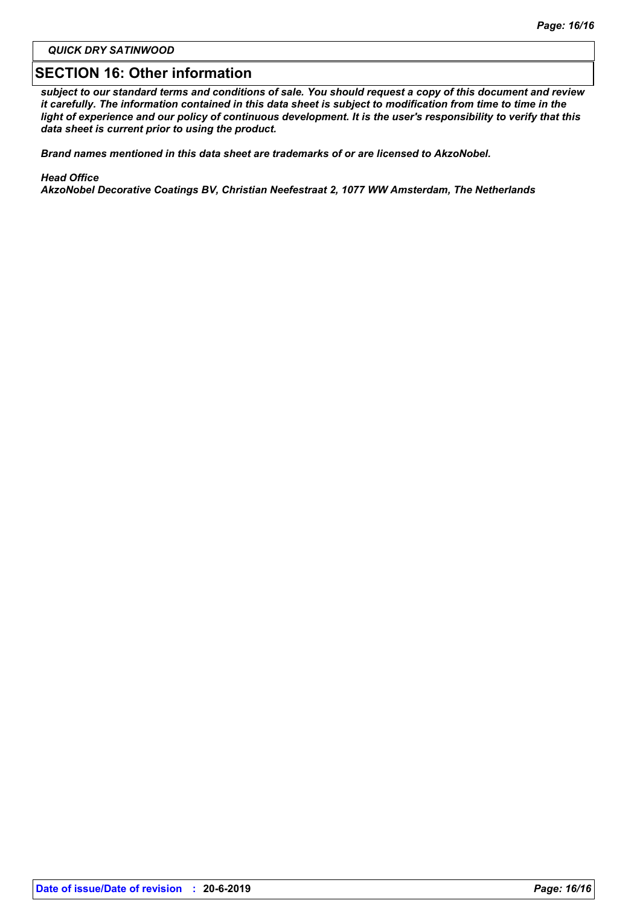## SECTION 16: Other information

***subject to our standard terms and conditions of sale. You should request a copy of this document and review it carefully. The information contained in this data sheet is subject to modification from time to time in the light of experience and our policy of continuous development. It is the user's responsibility to verify that this data sheet is current prior to using the product.***

***Brand names mentioned in this data sheet are trademarks of or are licensed to AkzoNobel.***

***Head Office***
***AkzoNobel Decorative Coatings BV, Christian Neefestraat 2, 1077 WW Amsterdam, The Netherlands***